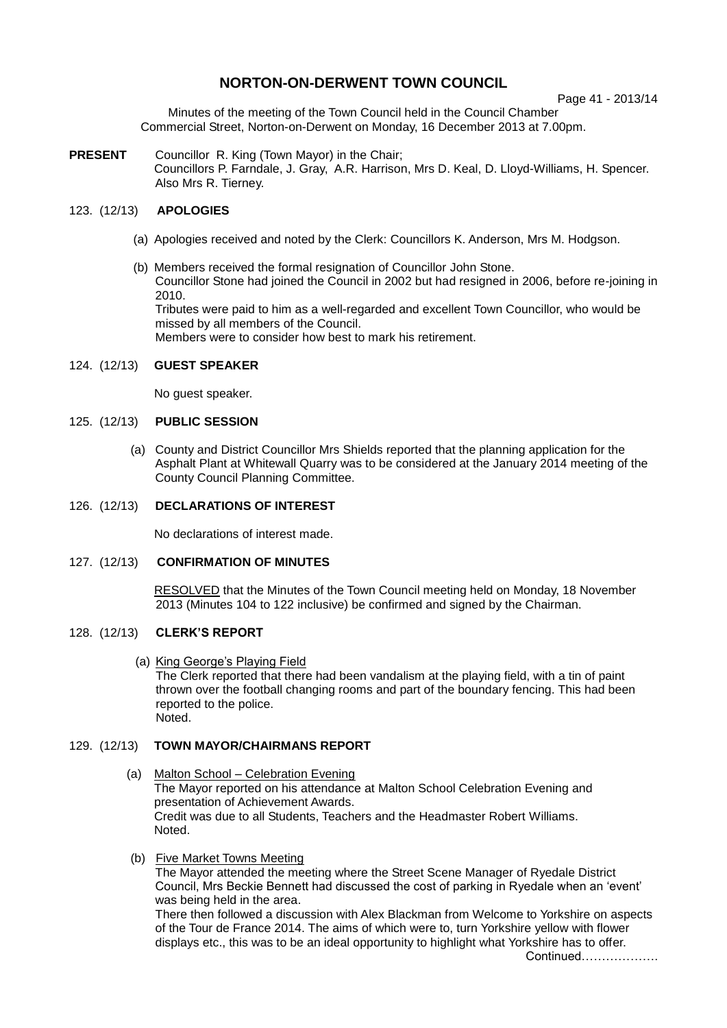# NORTON-ON-DERWENT TOWN COUNCIL

Page 41 - 2013/14

Minutes of the meeting of the Town Council held in the Council Chamber Commercial Street, Norton-on-Derwent on Monday, 16 December 2013 at 7.00pm.

**PRESENT** Councillor R. King (Town Mayor) in the Chair; Councillors P. Farndale, J. Gray, A.R. Harrison, Mrs D. Keal, D. Lloyd-Williams, H. Spencer. Also Mrs R. Tierney.

## 123. (12/13) APOLOGIES

(a) Apologies received and noted by the Clerk: Councillors K. Anderson, Mrs M. Hodgson.

(b) Members received the formal resignation of Councillor John Stone.
Councillor Stone had joined the Council in 2002 but had resigned in 2006, before re-joining in 2010.
Tributes were paid to him as a well-regarded and excellent Town Councillor, who would be missed by all members of the Council.
Members were to consider how best to mark his retirement.

## 124. (12/13) GUEST SPEAKER

No guest speaker.

## 125. (12/13) PUBLIC SESSION

(a) County and District Councillor Mrs Shields reported that the planning application for the Asphalt Plant at Whitewall Quarry was to be considered at the January 2014 meeting of the County Council Planning Committee.

## 126. (12/13) DECLARATIONS OF INTEREST

No declarations of interest made.

## 127. (12/13) CONFIRMATION OF MINUTES

RESOLVED that the Minutes of the Town Council meeting held on Monday, 18 November 2013 (Minutes 104 to 122 inclusive) be confirmed and signed by the Chairman.

## 128. (12/13) CLERK'S REPORT

(a) King George's Playing Field
The Clerk reported that there had been vandalism at the playing field, with a tin of paint thrown over the football changing rooms and part of the boundary fencing. This had been reported to the police.
Noted.

## 129. (12/13) TOWN MAYOR/CHAIRMANS REPORT

(a) Malton School – Celebration Evening
The Mayor reported on his attendance at Malton School Celebration Evening and presentation of Achievement Awards.
Credit was due to all Students, Teachers and the Headmaster Robert Williams.
Noted.

(b) Five Market Towns Meeting
The Mayor attended the meeting where the Street Scene Manager of Ryedale District Council, Mrs Beckie Bennett had discussed the cost of parking in Ryedale when an 'event' was being held in the area.
There then followed a discussion with Alex Blackman from Welcome to Yorkshire on aspects of the Tour de France 2014. The aims of which were to, turn Yorkshire yellow with flower displays etc., this was to be an ideal opportunity to highlight what Yorkshire has to offer.

Continued……………….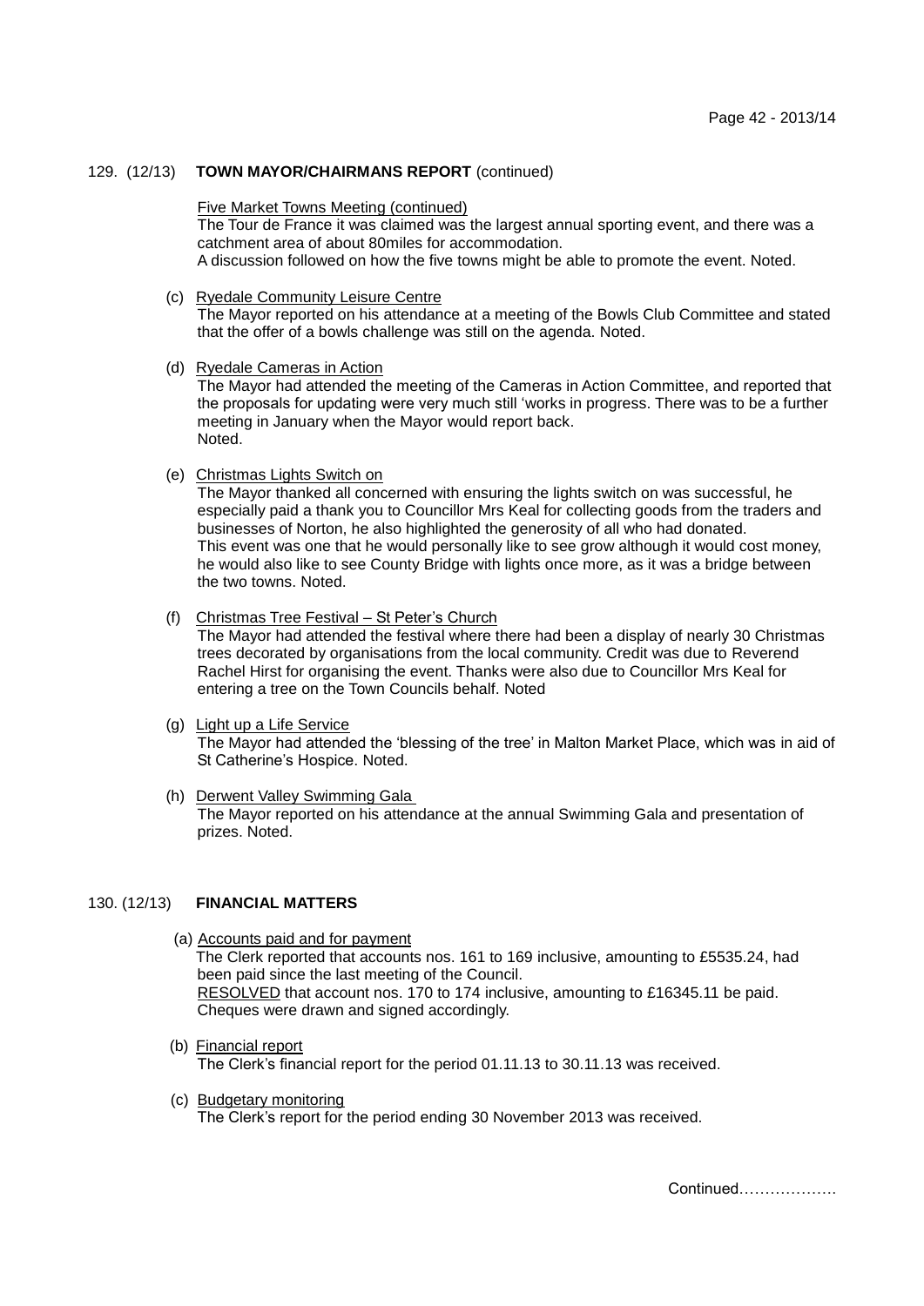129. (12/13) **TOWN MAYOR/CHAIRMANS REPORT** (continued)

Five Market Towns Meeting (continued)
The Tour de France it was claimed was the largest annual sporting event, and there was a catchment area of about 80miles for accommodation.
A discussion followed on how the five towns might be able to promote the event. Noted.

(c) Ryedale Community Leisure Centre
The Mayor reported on his attendance at a meeting of the Bowls Club Committee and stated that the offer of a bowls challenge was still on the agenda. Noted.

(d) Ryedale Cameras in Action
The Mayor had attended the meeting of the Cameras in Action Committee, and reported that the proposals for updating were very much still 'works in progress. There was to be a further meeting in January when the Mayor would report back.
Noted.

(e) Christmas Lights Switch on
The Mayor thanked all concerned with ensuring the lights switch on was successful, he especially paid a thank you to Councillor Mrs Keal for collecting goods from the traders and businesses of Norton, he also highlighted the generosity of all who had donated.
This event was one that he would personally like to see grow although it would cost money, he would also like to see County Bridge with lights once more, as it was a bridge between the two towns. Noted.

(f) Christmas Tree Festival – St Peter's Church
The Mayor had attended the festival where there had been a display of nearly 30 Christmas trees decorated by organisations from the local community. Credit was due to Reverend Rachel Hirst for organising the event. Thanks were also due to Councillor Mrs Keal for entering a tree on the Town Councils behalf. Noted

(g) Light up a Life Service
The Mayor had attended the 'blessing of the tree' in Malton Market Place, which was in aid of St Catherine's Hospice. Noted.

(h) Derwent Valley Swimming Gala
The Mayor reported on his attendance at the annual Swimming Gala and presentation of prizes. Noted.

130. (12/13) **FINANCIAL MATTERS**

(a) Accounts paid and for payment
The Clerk reported that accounts nos. 161 to 169 inclusive, amounting to £5535.24, had been paid since the last meeting of the Council.
RESOLVED that account nos. 170 to 174 inclusive, amounting to £16345.11 be paid.
Cheques were drawn and signed accordingly.

(b) Financial report
The Clerk's financial report for the period 01.11.13 to 30.11.13 was received.

(c) Budgetary monitoring
The Clerk's report for the period ending 30 November 2013 was received.

Continued……………….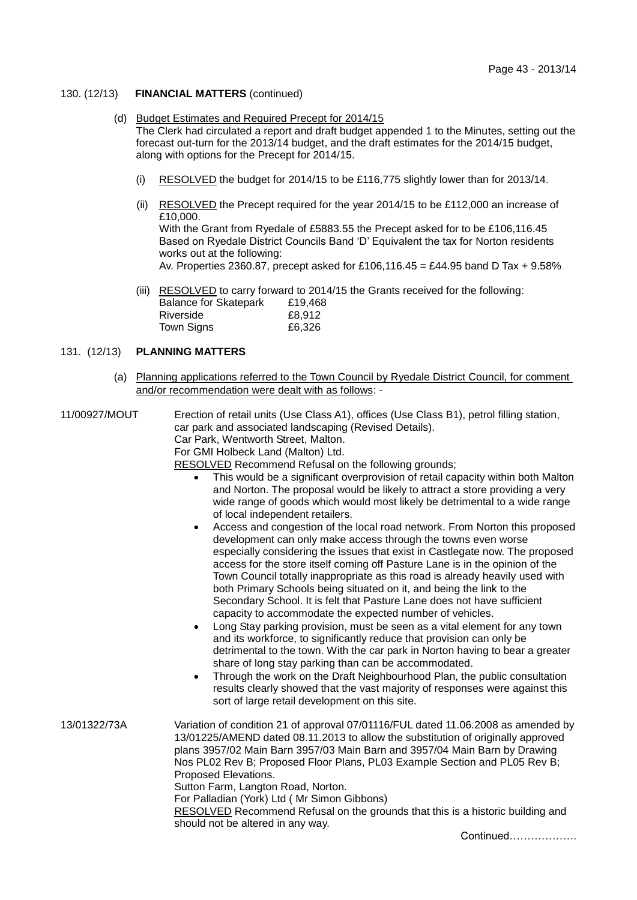130. (12/13) **FINANCIAL MATTERS** (continued)

(d) Budget Estimates and Required Precept for 2014/15

The Clerk had circulated a report and draft budget appended 1 to the Minutes, setting out the forecast out-turn for the 2013/14 budget, and the draft estimates for the 2014/15 budget, along with options for the Precept for 2014/15.

(i) RESOLVED the budget for 2014/15 to be £116,775 slightly lower than for 2013/14.

(ii) RESOLVED the Precept required for the year 2014/15 to be £112,000 an increase of £10,000.
With the Grant from Ryedale of £5883.55 the Precept asked for to be £106,116.45
Based on Ryedale District Councils Band 'D' Equivalent the tax for Norton residents works out at the following:
Av. Properties 2360.87, precept asked for £106,116.45 = £44.95 band D Tax + 9.58%

(iii) RESOLVED to carry forward to 2014/15 the Grants received for the following:

| | |
|---|---|
| Balance for Skatepark | £19,468 |
| Riverside | £8,912 |
| Town Signs | £6,326 |

131. (12/13) **PLANNING MATTERS**

(a) Planning applications referred to the Town Council by Ryedale District Council, for comment and/or recommendation were dealt with as follows: -

11/00927/MOUT

Erection of retail units (Use Class A1), offices (Use Class B1), petrol filling station, car park and associated landscaping (Revised Details).
Car Park, Wentworth Street, Malton.
For GMI Holbeck Land (Malton) Ltd.
RESOLVED Recommend Refusal on the following grounds;

- This would be a significant overprovision of retail capacity within both Malton and Norton. The proposal would be likely to attract a store providing a very wide range of goods which would most likely be detrimental to a wide range of local independent retailers.
- Access and congestion of the local road network. From Norton this proposed development can only make access through the towns even worse especially considering the issues that exist in Castlegate now. The proposed access for the store itself coming off Pasture Lane is in the opinion of the Town Council totally inappropriate as this road is already heavily used with both Primary Schools being situated on it, and being the link to the Secondary School. It is felt that Pasture Lane does not have sufficient capacity to accommodate the expected number of vehicles.
- Long Stay parking provision, must be seen as a vital element for any town and its workforce, to significantly reduce that provision can only be detrimental to the town. With the car park in Norton having to bear a greater share of long stay parking than can be accommodated.
- Through the work on the Draft Neighbourhood Plan, the public consultation results clearly showed that the vast majority of responses were against this sort of large retail development on this site.

13/01322/73A

Variation of condition 21 of approval 07/01116/FUL dated 11.06.2008 as amended by 13/01225/AMEND dated 08.11.2013 to allow the substitution of originally approved plans 3957/02 Main Barn 3957/03 Main Barn and 3957/04 Main Barn by Drawing Nos PL02 Rev B; Proposed Floor Plans, PL03 Example Section and PL05 Rev B; Proposed Elevations.
Sutton Farm, Langton Road, Norton.
For Palladian (York) Ltd ( Mr Simon Gibbons)
RESOLVED Recommend Refusal on the grounds that this is a historic building and should not be altered in any way.

Continued……………….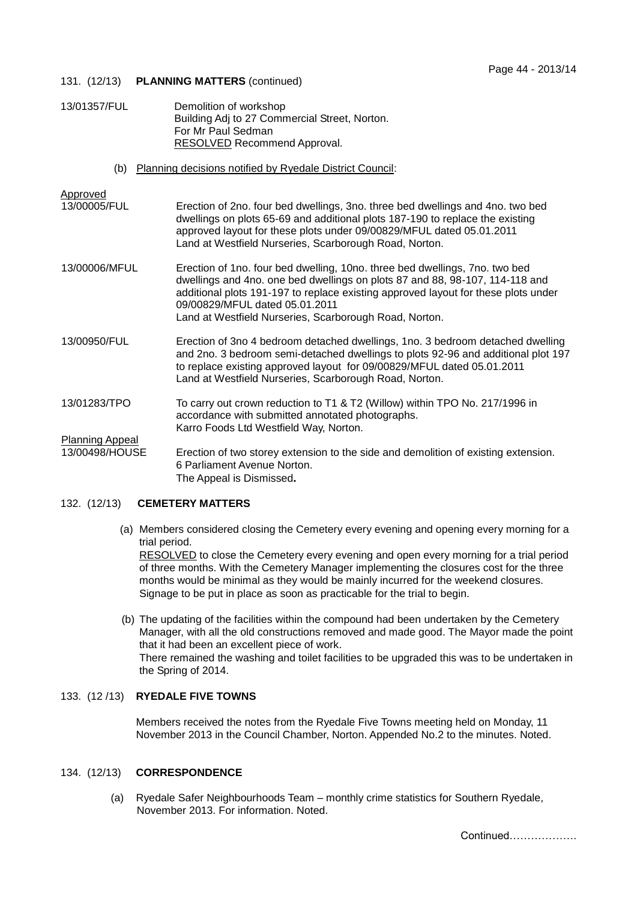131. (12/13) **PLANNING MATTERS** (continued)

13/01357/FUL Demolition of workshop
Building Adj to 27 Commercial Street, Norton.
For Mr Paul Sedman
RESOLVED Recommend Approval.

(b) Planning decisions notified by Ryedale District Council:

Approved

13/00005/FUL Erection of 2no. four bed dwellings, 3no. three bed dwellings and 4no. two bed dwellings on plots 65-69 and additional plots 187-190 to replace the existing approved layout for these plots under 09/00829/MFUL dated 05.01.2011
Land at Westfield Nurseries, Scarborough Road, Norton.

13/00006/MFUL Erection of 1no. four bed dwelling, 10no. three bed dwellings, 7no. two bed dwellings and 4no. one bed dwellings on plots 87 and 88, 98-107, 114-118 and additional plots 191-197 to replace existing approved layout for these plots under 09/00829/MFUL dated 05.01.2011
Land at Westfield Nurseries, Scarborough Road, Norton.

13/00950/FUL Erection of 3no 4 bedroom detached dwellings, 1no. 3 bedroom detached dwelling and 2no. 3 bedroom semi-detached dwellings to plots 92-96 and additional plot 197 to replace existing approved layout for 09/00829/MFUL dated 05.01.2011
Land at Westfield Nurseries, Scarborough Road, Norton.

13/01283/TPO To carry out crown reduction to T1 & T2 (Willow) within TPO No. 217/1996 in accordance with submitted annotated photographs.
Karro Foods Ltd Westfield Way, Norton.

Planning Appeal

13/00498/HOUSE Erection of two storey extension to the side and demolition of existing extension.
6 Parliament Avenue Norton.
The Appeal is Dismissed**.**

132. (12/13) **CEMETERY MATTERS**

(a) Members considered closing the Cemetery every evening and opening every morning for a trial period.
RESOLVED to close the Cemetery every evening and open every morning for a trial period of three months. With the Cemetery Manager implementing the closures cost for the three months would be minimal as they would be mainly incurred for the weekend closures. Signage to be put in place as soon as practicable for the trial to begin.

(b) The updating of the facilities within the compound had been undertaken by the Cemetery Manager, with all the old constructions removed and made good. The Mayor made the point that it had been an excellent piece of work.
There remained the washing and toilet facilities to be upgraded this was to be undertaken in the Spring of 2014.

133. (12 /13) **RYEDALE FIVE TOWNS**

Members received the notes from the Ryedale Five Towns meeting held on Monday, 11 November 2013 in the Council Chamber, Norton. Appended No.2 to the minutes. Noted.

134. (12/13) **CORRESPONDENCE**

(a) Ryedale Safer Neighbourhoods Team – monthly crime statistics for Southern Ryedale, November 2013. For information. Noted.

Continued……………….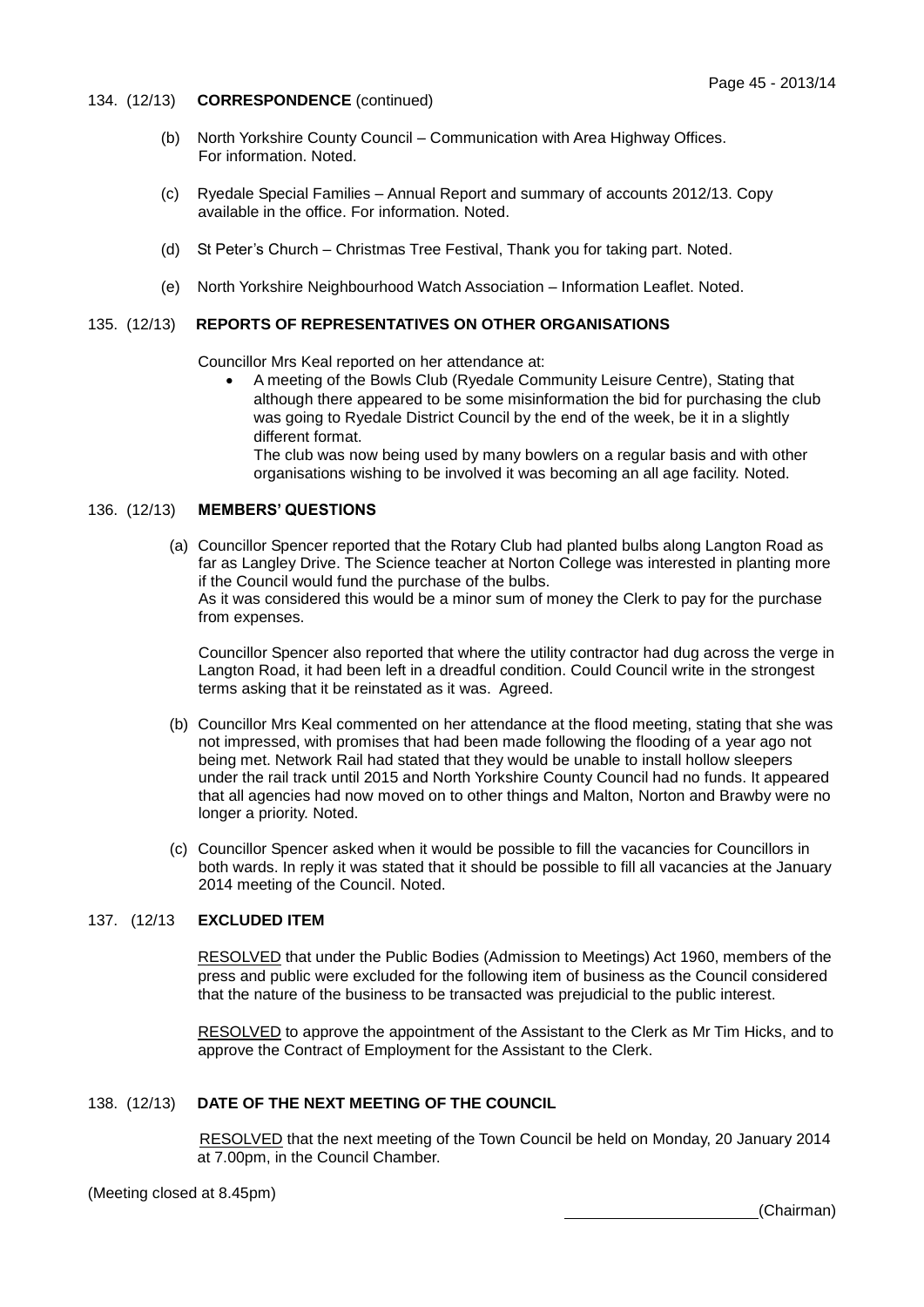134. (12/13) **CORRESPONDENCE** (continued)

(b) North Yorkshire County Council – Communication with Area Highway Offices. For information. Noted.

(c) Ryedale Special Families – Annual Report and summary of accounts 2012/13. Copy available in the office. For information. Noted.

(d) St Peter's Church – Christmas Tree Festival, Thank you for taking part. Noted.

(e) North Yorkshire Neighbourhood Watch Association – Information Leaflet. Noted.

135. (12/13) **REPORTS OF REPRESENTATIVES ON OTHER ORGANISATIONS**

Councillor Mrs Keal reported on her attendance at:

- A meeting of the Bowls Club (Ryedale Community Leisure Centre), Stating that although there appeared to be some misinformation the bid for purchasing the club was going to Ryedale District Council by the end of the week, be it in a slightly different format.
  The club was now being used by many bowlers on a regular basis and with other organisations wishing to be involved it was becoming an all age facility. Noted.

136. (12/13) **MEMBERS' QUESTIONS**

(a) Councillor Spencer reported that the Rotary Club had planted bulbs along Langton Road as far as Langley Drive. The Science teacher at Norton College was interested in planting more if the Council would fund the purchase of the bulbs.
As it was considered this would be a minor sum of money the Clerk to pay for the purchase from expenses.

Councillor Spencer also reported that where the utility contractor had dug across the verge in Langton Road, it had been left in a dreadful condition. Could Council write in the strongest terms asking that it be reinstated as it was. Agreed.

(b) Councillor Mrs Keal commented on her attendance at the flood meeting, stating that she was not impressed, with promises that had been made following the flooding of a year ago not being met. Network Rail had stated that they would be unable to install hollow sleepers under the rail track until 2015 and North Yorkshire County Council had no funds. It appeared that all agencies had now moved on to other things and Malton, Norton and Brawby were no longer a priority. Noted.

(c) Councillor Spencer asked when it would be possible to fill the vacancies for Councillors in both wards. In reply it was stated that it should be possible to fill all vacancies at the January 2014 meeting of the Council. Noted.

137. (12/13 **EXCLUDED ITEM**

RESOLVED that under the Public Bodies (Admission to Meetings) Act 1960, members of the press and public were excluded for the following item of business as the Council considered that the nature of the business to be transacted was prejudicial to the public interest.

RESOLVED to approve the appointment of the Assistant to the Clerk as Mr Tim Hicks, and to approve the Contract of Employment for the Assistant to the Clerk.

138. (12/13) **DATE OF THE NEXT MEETING OF THE COUNCIL**

RESOLVED that the next meeting of the Town Council be held on Monday, 20 January 2014 at 7.00pm, in the Council Chamber.

(Meeting closed at 8.45pm)

\_\_\_\_\_\_\_\_\_\_\_\_\_\_\_\_\_\_\_\_\_\_(Chairman)